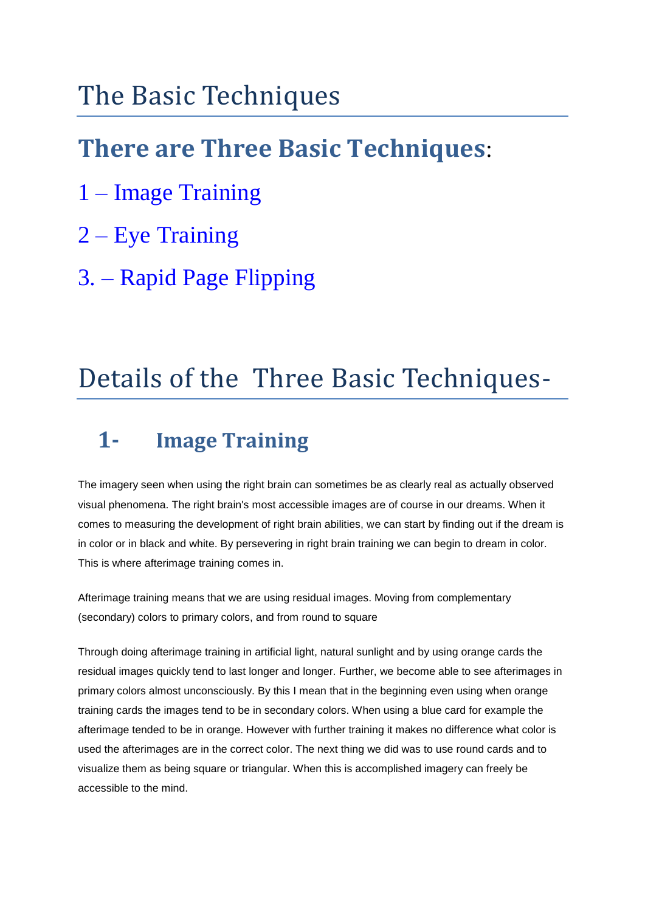# The Basic Techniques

## There are Three Basic Techniques:

1 – Image Training

2 – Eye Training

3. – Rapid Page Flipping

# Details of the Three Basic Techniques-

## 1- Image Training

The imagery seen when using the right brain can sometimes be as clearly real as actually observed visual phenomena. The right brain's most accessible images are of course in our dreams. When it comes to measuring the development of right brain abilities, we can start by finding out if the dream is in color or in black and white. By persevering in right brain training we can begin to dream in color. This is where afterimage training comes in.

Afterimage training means that we are using residual images. Moving from complementary (secondary) colors to primary colors, and from round to square

Through doing afterimage training in artificial light, natural sunlight and by using orange cards the residual images quickly tend to last longer and longer. Further, we become able to see afterimages in primary colors almost unconsciously. By this I mean that in the beginning even using when orange training cards the images tend to be in secondary colors. When using a blue card for example the afterimage tended to be in orange. However with further training it makes no difference what color is used the afterimages are in the correct color. The next thing we did was to use round cards and to visualize them as being square or triangular. When this is accomplished imagery can freely be accessible to the mind.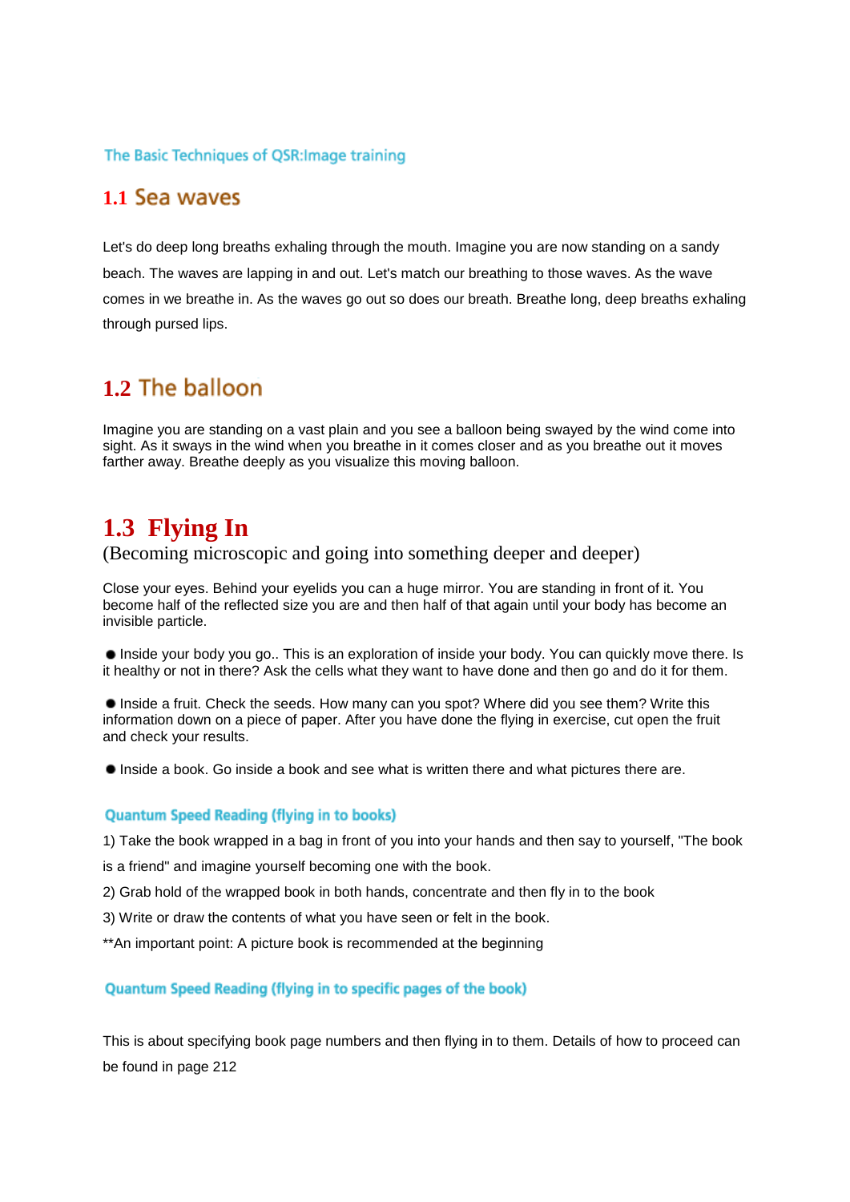### The Basic Techniques of QSR:Image training

## 1.1 Sea waves

Let's do deep long breaths exhaling through the mouth. Imagine you are now standing on a sandy beach. The waves are lapping in and out. Let's match our breathing to those waves. As the wave comes in we breathe in. As the waves go out so does our breath. Breathe long, deep breaths exhaling through pursed lips.

## 1.2 The balloon

Imagine you are standing on a vast plain and you see a balloon being swayed by the wind come into sight. As it sways in the wind when you breathe in it comes closer and as you breathe out it moves farther away. Breathe deeply as you visualize this moving balloon.

## 1.3 Flying In

(Becoming microscopic and going into something deeper and deeper)

Close your eyes. Behind your eyelids you can a huge mirror. You are standing in front of it. You become half of the reflected size you are and then half of that again until your body has become an invisible particle.

- Inside your body you go.. This is an exploration of inside your body. You can quickly move there. Is it healthy or not in there? Ask the cells what they want to have done and then go and do it for them.

- Inside a fruit. Check the seeds. How many can you spot? Where did you see them? Write this information down on a piece of paper. After you have done the flying in exercise, cut open the fruit and check your results.

- Inside a book. Go inside a book and see what is written there and what pictures there are.

### Quantum Speed Reading (flying in to books)

1) Take the book wrapped in a bag in front of you into your hands and then say to yourself, "The book is a friend" and imagine yourself becoming one with the book.

2) Grab hold of the wrapped book in both hands, concentrate and then fly in to the book

3) Write or draw the contents of what you have seen or felt in the book.

**An important point: A picture book is recommended at the beginning

### Quantum Speed Reading (flying in to specific pages of the book)

This is about specifying book page numbers and then flying in to them. Details of how to proceed can be found in page 212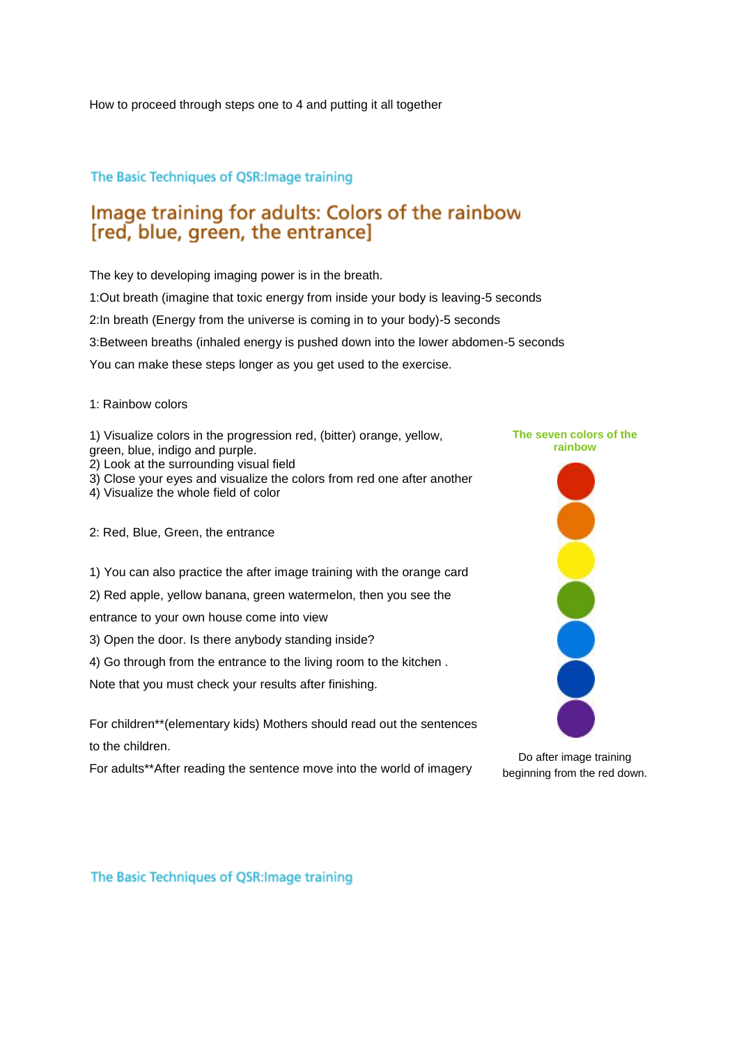How to proceed through steps one to 4 and putting it all together

The Basic Techniques of QSR:Image training

## Image training for adults: Colors of the rainbow [red, blue, green, the entrance]

The key to developing imaging power is in the breath.

1:Out breath (imagine that toxic energy from inside your body is leaving-5 seconds

2:In breath (Energy from the universe is coming in to your body)-5 seconds

3:Between breaths (inhaled energy is pushed down into the lower abdomen-5 seconds

You can make these steps longer as you get used to the exercise.

1: Rainbow colors

1) Visualize colors in the progression red, (bitter) orange, yellow, green, blue, indigo and purple.
2) Look at the surrounding visual field
3) Close your eyes and visualize the colors from red one after another
4) Visualize the whole field of color

2: Red, Blue, Green, the entrance

1) You can also practice the after image training with the orange card

2) Red apple, yellow banana, green watermelon, then you see the entrance to your own house come into view

3) Open the door. Is there anybody standing inside?

4) Go through from the entrance to the living room to the kitchen .

Note that you must check your results after finishing.

For children**(elementary kids) Mothers should read out the sentences to the children.

For adults**After reading the sentence move into the world of imagery

**The seven colors of the rainbow**

Do after image training beginning from the red down.

The Basic Techniques of QSR:Image training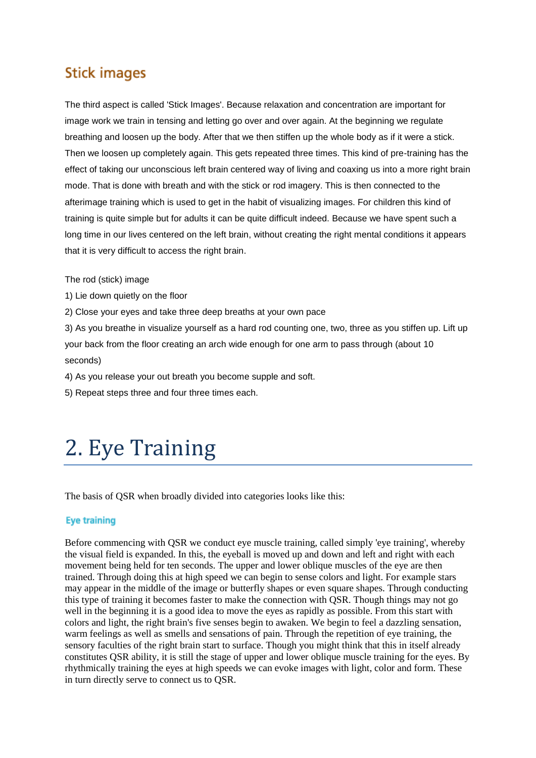### Stick images

The third aspect is called 'Stick Images'. Because relaxation and concentration are important for image work we train in tensing and letting go over and over again. At the beginning we regulate breathing and loosen up the body. After that we then stiffen up the whole body as if it were a stick. Then we loosen up completely again. This gets repeated three times. This kind of pre-training has the effect of taking our unconscious left brain centered way of living and coaxing us into a more right brain mode. That is done with breath and with the stick or rod imagery. This is then connected to the afterimage training which is used to get in the habit of visualizing images. For children this kind of training is quite simple but for adults it can be quite difficult indeed. Because we have spent such a long time in our lives centered on the left brain, without creating the right mental conditions it appears that it is very difficult to access the right brain.

The rod (stick) image

1) Lie down quietly on the floor
2) Close your eyes and take three deep breaths at your own pace
3) As you breathe in visualize yourself as a hard rod counting one, two, three as you stiffen up. Lift up your back from the floor creating an arch wide enough for one arm to pass through (about 10 seconds)
4) As you release your out breath you become supple and soft.
5) Repeat steps three and four three times each.

# 2. Eye Training

The basis of QSR when broadly divided into categories looks like this:

### Eye training

Before commencing with QSR we conduct eye muscle training, called simply 'eye training', whereby the visual field is expanded. In this, the eyeball is moved up and down and left and right with each movement being held for ten seconds. The upper and lower oblique muscles of the eye are then trained. Through doing this at high speed we can begin to sense colors and light. For example stars may appear in the middle of the image or butterfly shapes or even square shapes. Through conducting this type of training it becomes faster to make the connection with QSR. Though things may not go well in the beginning it is a good idea to move the eyes as rapidly as possible. From this start with colors and light, the right brain's five senses begin to awaken. We begin to feel a dazzling sensation, warm feelings as well as smells and sensations of pain. Through the repetition of eye training, the sensory faculties of the right brain start to surface. Though you might think that this in itself already constitutes QSR ability, it is still the stage of upper and lower oblique muscle training for the eyes. By rhythmically training the eyes at high speeds we can evoke images with light, color and form. These in turn directly serve to connect us to QSR.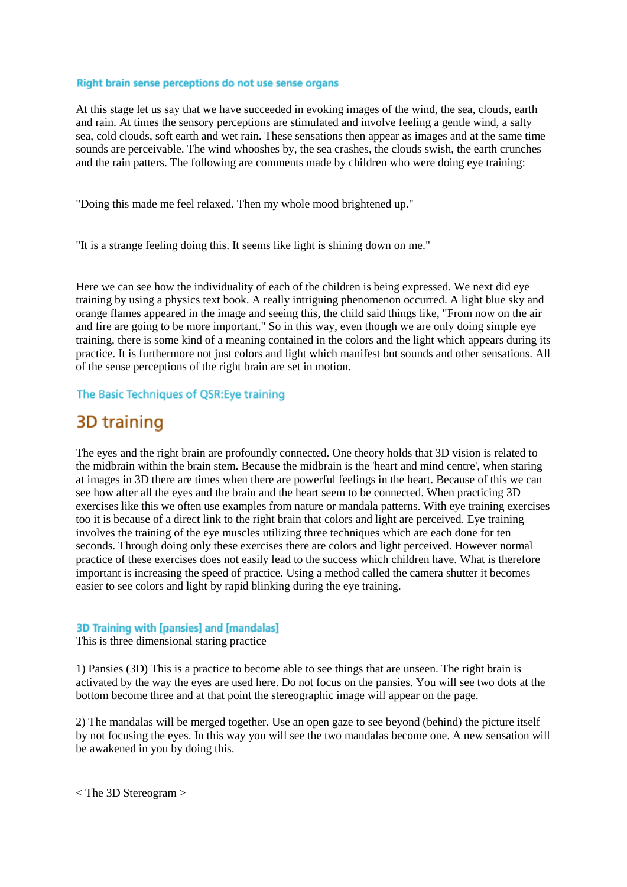### Right brain sense perceptions do not use sense organs

At this stage let us say that we have succeeded in evoking images of the wind, the sea, clouds, earth and rain. At times the sensory perceptions are stimulated and involve feeling a gentle wind, a salty sea, cold clouds, soft earth and wet rain. These sensations then appear as images and at the same time sounds are perceivable. The wind whooshes by, the sea crashes, the clouds swish, the earth crunches and the rain patters. The following are comments made by children who were doing eye training:

"Doing this made me feel relaxed. Then my whole mood brightened up."

"It is a strange feeling doing this. It seems like light is shining down on me."

Here we can see how the individuality of each of the children is being expressed. We next did eye training by using a physics text book. A really intriguing phenomenon occurred. A light blue sky and orange flames appeared in the image and seeing this, the child said things like, "From now on the air and fire are going to be more important." So in this way, even though we are only doing simple eye training, there is some kind of a meaning contained in the colors and the light which appears during its practice. It is furthermore not just colors and light which manifest but sounds and other sensations. All of the sense perceptions of the right brain are set in motion.

### The Basic Techniques of QSR:Eye training

## 3D training

The eyes and the right brain are profoundly connected. One theory holds that 3D vision is related to the midbrain within the brain stem. Because the midbrain is the 'heart and mind centre', when staring at images in 3D there are times when there are powerful feelings in the heart. Because of this we can see how after all the eyes and the brain and the heart seem to be connected. When practicing 3D exercises like this we often use examples from nature or mandala patterns. With eye training exercises too it is because of a direct link to the right brain that colors and light are perceived. Eye training involves the training of the eye muscles utilizing three techniques which are each done for ten seconds. Through doing only these exercises there are colors and light perceived. However normal practice of these exercises does not easily lead to the success which children have. What is therefore important is increasing the speed of practice. Using a method called the camera shutter it becomes easier to see colors and light by rapid blinking during the eye training.

### 3D Training with [pansies] and [mandalas]

This is three dimensional staring practice

1) Pansies (3D) This is a practice to become able to see things that are unseen. The right brain is activated by the way the eyes are used here. Do not focus on the pansies. You will see two dots at the bottom become three and at that point the stereographic image will appear on the page.

2) The mandalas will be merged together. Use an open gaze to see beyond (behind) the picture itself by not focusing the eyes. In this way you will see the two mandalas become one. A new sensation will be awakened in you by doing this.

< The 3D Stereogram >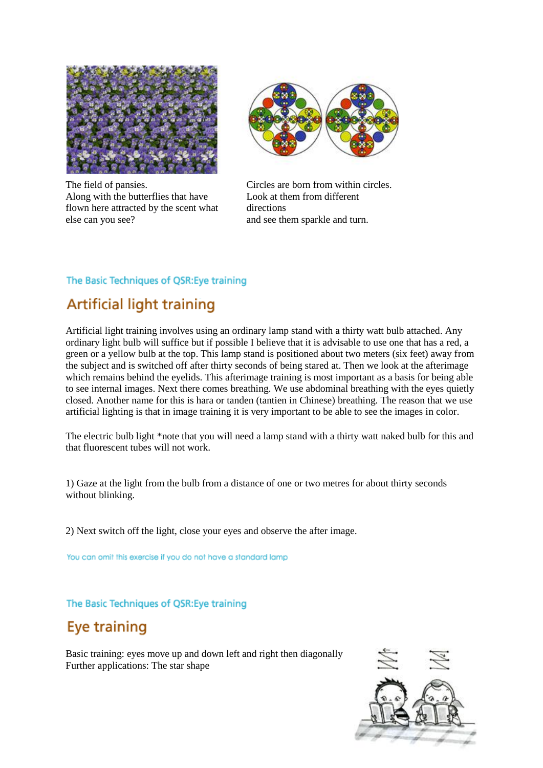The field of pansies.
Along with the butterflies that have flown here attracted by the scent what else can you see?

Circles are born from within circles.
Look at them from different directions
and see them sparkle and turn.

The Basic Techniques of QSR:Eye training

## Artificial light training

Artificial light training involves using an ordinary lamp stand with a thirty watt bulb attached. Any ordinary light bulb will suffice but if possible I believe that it is advisable to use one that has a red, a green or a yellow bulb at the top. This lamp stand is positioned about two meters (six feet) away from the subject and is switched off after thirty seconds of being stared at. Then we look at the afterimage which remains behind the eyelids. This afterimage training is most important as a basis for being able to see internal images. Next there comes breathing. We use abdominal breathing with the eyes quietly closed. Another name for this is hara or tanden (tantien in Chinese) breathing. The reason that we use artificial lighting is that in image training it is very important to be able to see the images in color.

The electric bulb light *note that you will need a lamp stand with a thirty watt naked bulb for this and that fluorescent tubes will not work.

1) Gaze at the light from the bulb from a distance of one or two metres for about thirty seconds without blinking.

2) Next switch off the light, close your eyes and observe the after image.

You can omit this exercise if you do not have a standard lamp

The Basic Techniques of QSR:Eye training

## Eye training

Basic training: eyes move up and down left and right then diagonally
Further applications: The star shape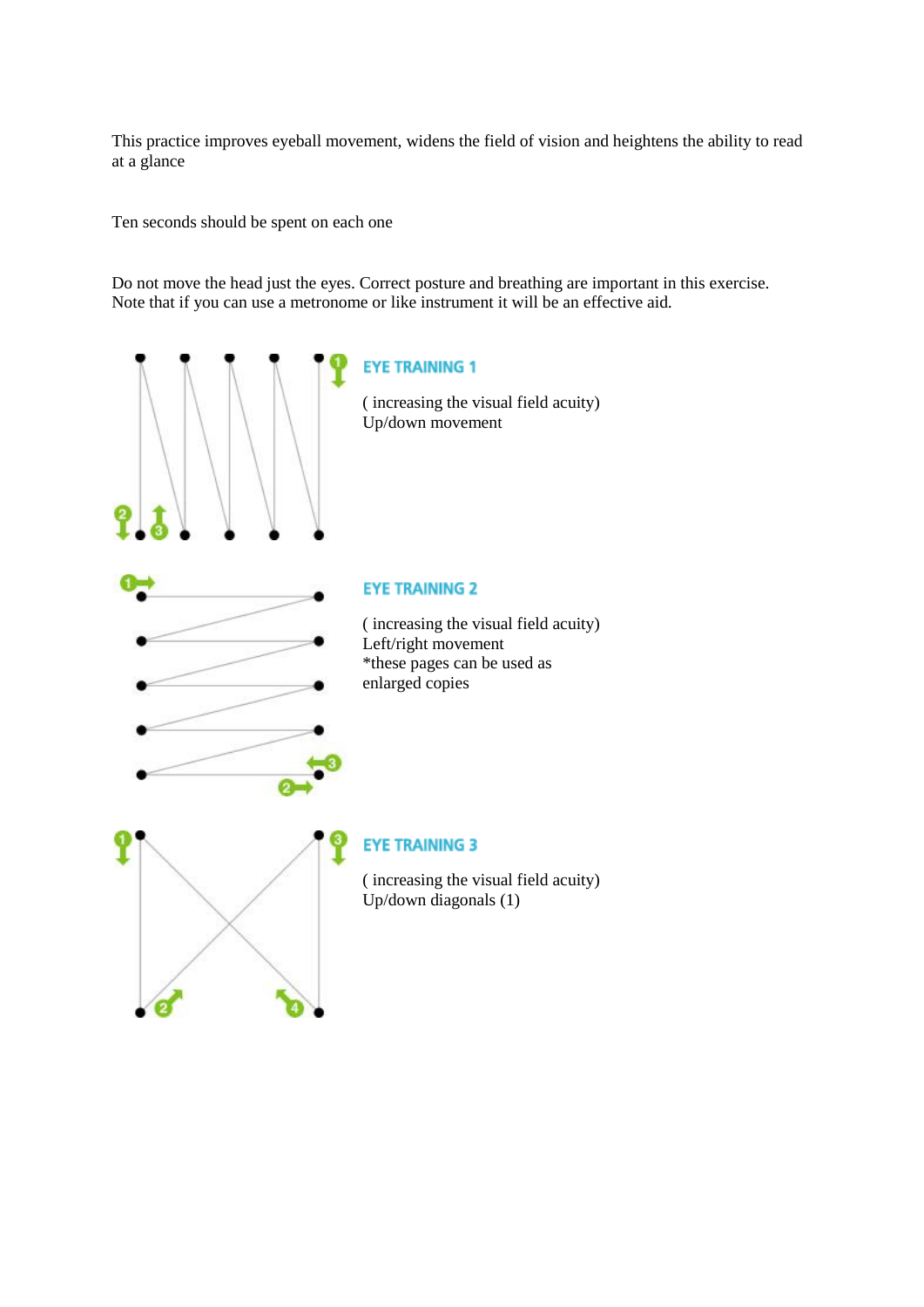This practice improves eyeball movement, widens the field of vision and heightens the ability to read at a glance

Ten seconds should be spent on each one

Do not move the head just the eyes. Correct posture and breathing are important in this exercise. Note that if you can use a metronome or like instrument it will be an effective aid.

### EYE TRAINING 1

( increasing the visual field acuity)
Up/down movement

### EYE TRAINING 2

( increasing the visual field acuity)
Left/right movement
*these pages can be used as enlarged copies

### EYE TRAINING 3

( increasing the visual field acuity)
Up/down diagonals (1)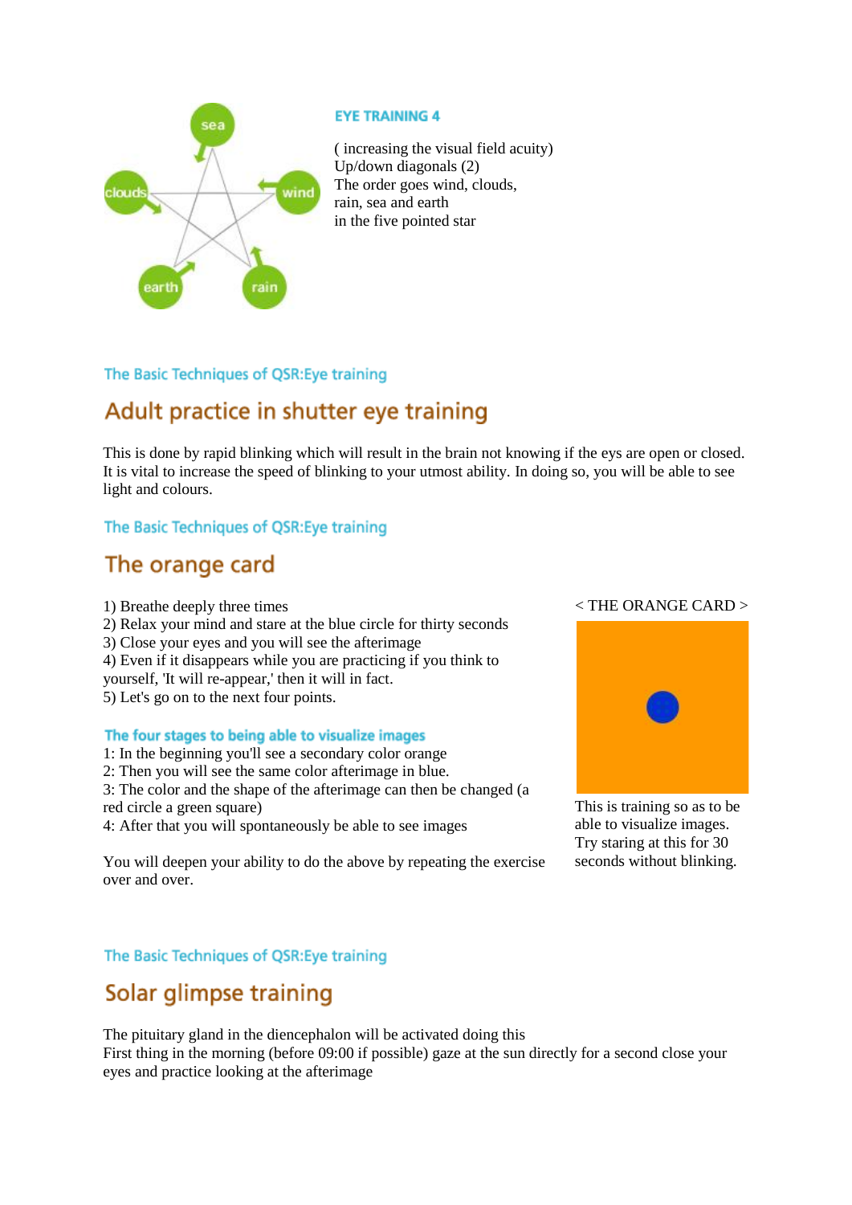### EYE TRAINING 4

( increasing the visual field acuity)
Up/down diagonals (2)
The order goes wind, clouds, rain, sea and earth in the five pointed star

The Basic Techniques of QSR:Eye training

## Adult practice in shutter eye training

This is done by rapid blinking which will result in the brain not knowing if the eys are open or closed. It is vital to increase the speed of blinking to your utmost ability. In doing so, you will be able to see light and colours.

The Basic Techniques of QSR:Eye training

## The orange card

1) Breathe deeply three times
2) Relax your mind and stare at the blue circle for thirty seconds
3) Close your eyes and you will see the afterimage
4) Even if it disappears while you are practicing if you think to yourself, 'It will re-appear,' then it will in fact.
5) Let's go on to the next four points.

### The four stages to being able to visualize images

1: In the beginning you'll see a secondary color orange
2: Then you will see the same color afterimage in blue.
3: The color and the shape of the afterimage can then be changed (a red circle a green square)
4: After that you will spontaneously be able to see images

You will deepen your ability to do the above by repeating the exercise over and over.

< THE ORANGE CARD >

This is training so as to be able to visualize images. Try staring at this for 30 seconds without blinking.

The Basic Techniques of QSR:Eye training

## Solar glimpse training

The pituitary gland in the diencephalon will be activated doing this
First thing in the morning (before 09:00 if possible) gaze at the sun directly for a second close your eyes and practice looking at the afterimage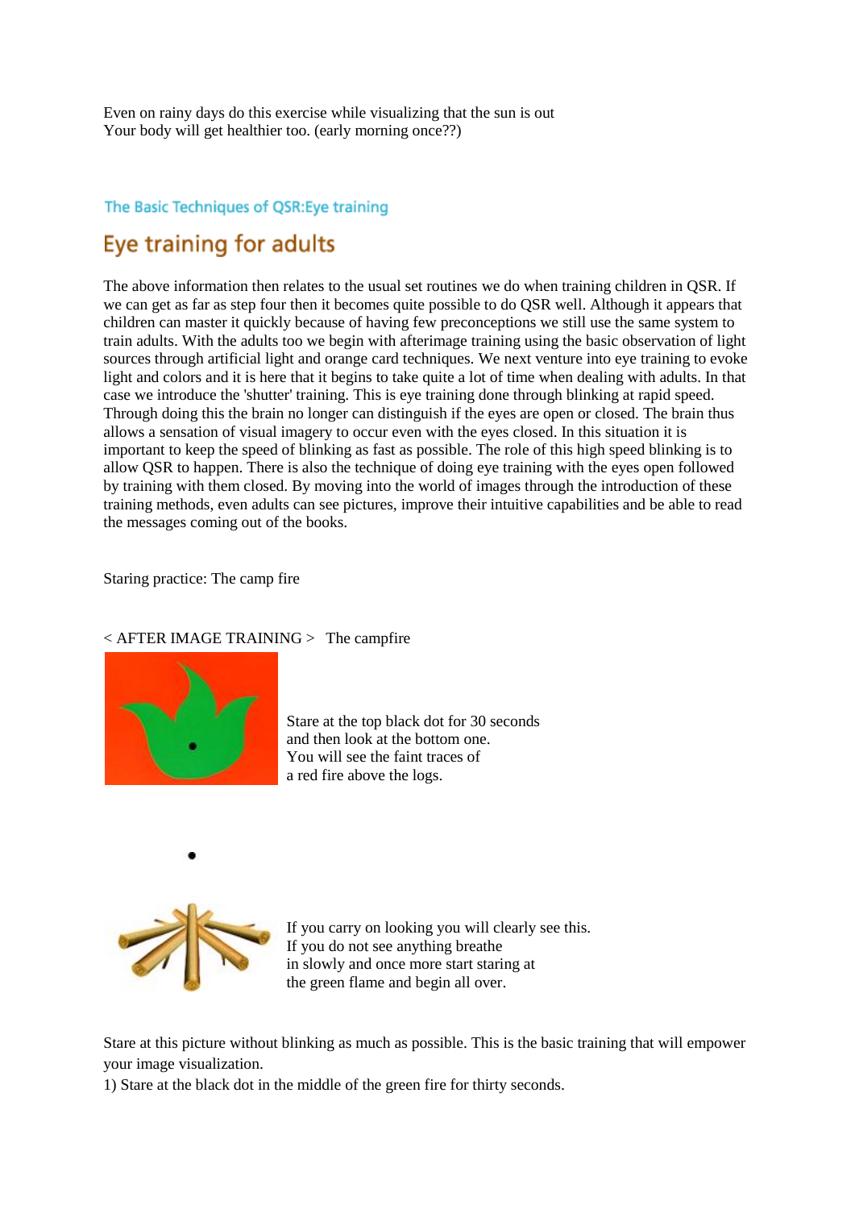Even on rainy days do this exercise while visualizing that the sun is out
Your body will get healthier too. (early morning once??)

The Basic Techniques of QSR:Eye training

## Eye training for adults

The above information then relates to the usual set routines we do when training children in QSR. If we can get as far as step four then it becomes quite possible to do QSR well. Although it appears that children can master it quickly because of having few preconceptions we still use the same system to train adults. With the adults too we begin with afterimage training using the basic observation of light sources through artificial light and orange card techniques. We next venture into eye training to evoke light and colors and it is here that it begins to take quite a lot of time when dealing with adults. In that case we introduce the 'shutter' training. This is eye training done through blinking at rapid speed. Through doing this the brain no longer can distinguish if the eyes are open or closed. The brain thus allows a sensation of visual imagery to occur even with the eyes closed. In this situation it is important to keep the speed of blinking as fast as possible. The role of this high speed blinking is to allow QSR to happen. There is also the technique of doing eye training with the eyes open followed by training with them closed. By moving into the world of images through the introduction of these training methods, even adults can see pictures, improve their intuitive capabilities and be able to read the messages coming out of the books.

Staring practice: The camp fire

< AFTER IMAGE TRAINING > The campfire

Stare at the top black dot for 30 seconds
and then look at the bottom one.
You will see the faint traces of
a red fire above the logs.

If you carry on looking you will clearly see this.
If you do not see anything breathe
in slowly and once more start staring at
the green flame and begin all over.

Stare at this picture without blinking as much as possible. This is the basic training that will empower your image visualization.

1) Stare at the black dot in the middle of the green fire for thirty seconds.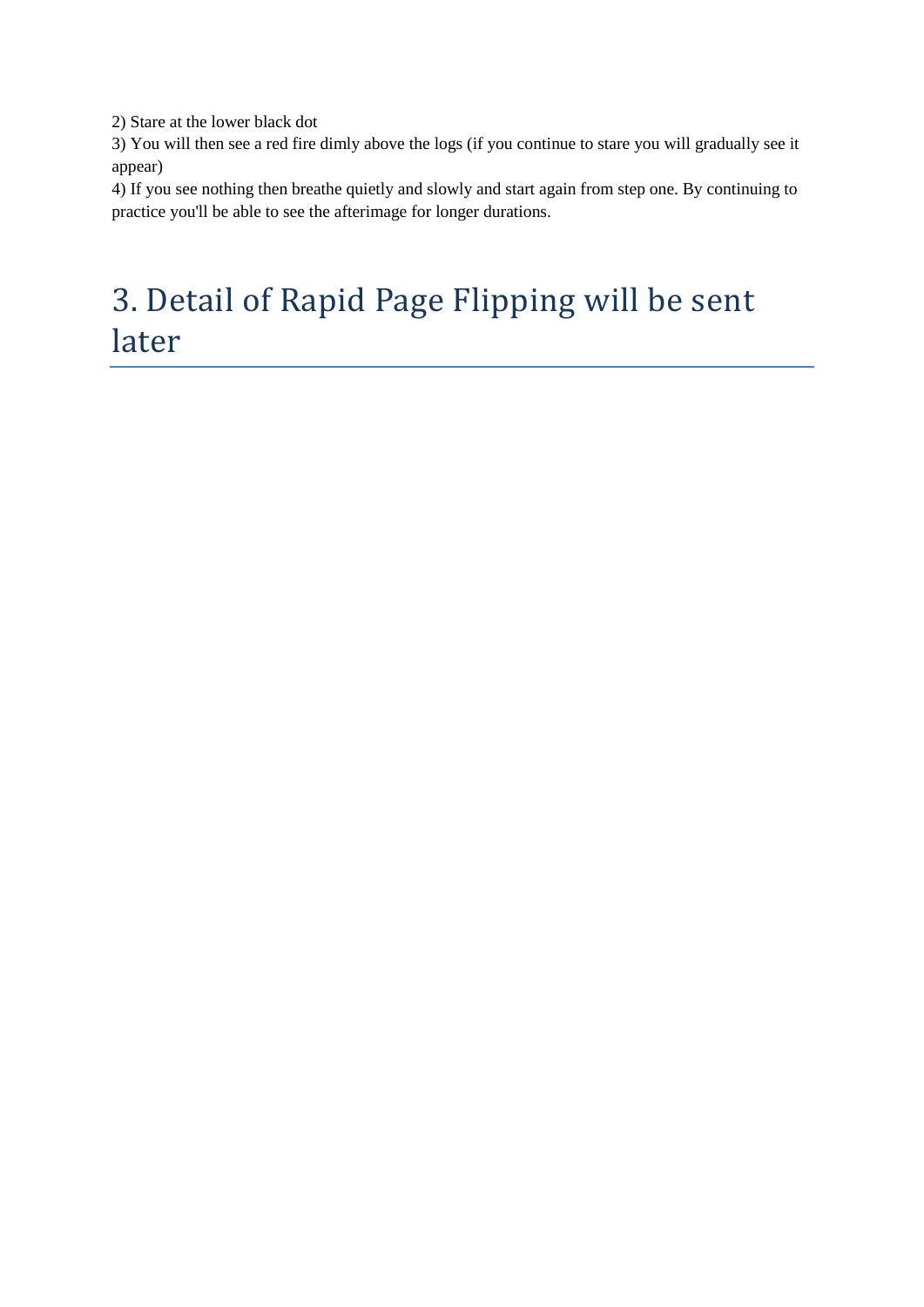2) Stare at the lower black dot
3) You will then see a red fire dimly above the logs (if you continue to stare you will gradually see it appear)
4) If you see nothing then breathe quietly and slowly and start again from step one. By continuing to practice you'll be able to see the afterimage for longer durations.

# 3. Detail of Rapid Page Flipping will be sent later